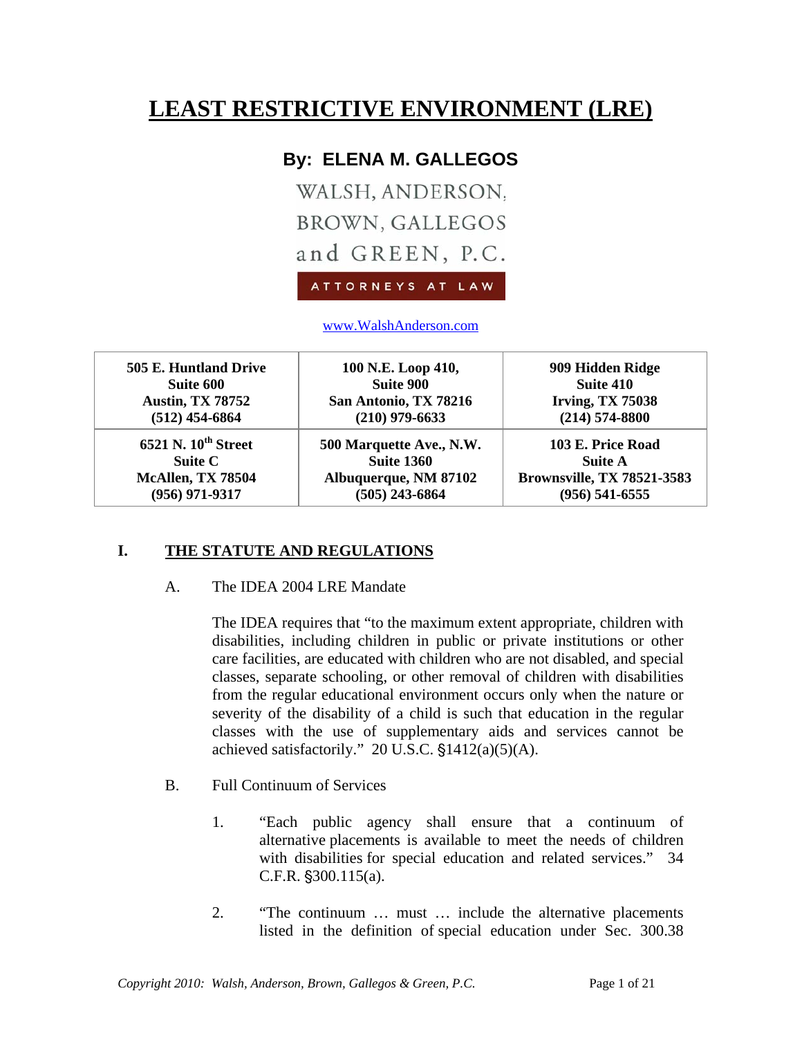# LEAST RESTRICTIVE ENVIRONMENT (LRE)

## By: ELENA M. GALLEGOS

WALSH, ANDERSON, BROWN, GALLEGOS and GREEN, P.C.

ATTORNEYS AT LAW

www.WalshAnderson.com

| | | |
|---|---|---|
| **505 E. Huntland Drive**<br>**Suite 600**<br>**Austin, TX 78752**<br>**(512) 454-6864** | **100 N.E. Loop 410,**<br>**Suite 900**<br>**San Antonio, TX 78216**<br>**(210) 979-6633** | **909 Hidden Ridge**<br>**Suite 410**<br>**Irving, TX 75038**<br>**(214) 574-8800** |
| **6521 N. 10th Street**<br>**Suite C**<br>**McAllen, TX 78504**<br>**(956) 971-9317** | **500 Marquette Ave., N.W.**<br>**Suite 1360**<br>**Albuquerque, NM 87102**<br>**(505) 243-6864** | **103 E. Price Road**<br>**Suite A**<br>**Brownsville, TX 78521-3583**<br>**(956) 541-6555** |

## I. THE STATUTE AND REGULATIONS

A. The IDEA 2004 LRE Mandate

The IDEA requires that "to the maximum extent appropriate, children with disabilities, including children in public or private institutions or other care facilities, are educated with children who are not disabled, and special classes, separate schooling, or other removal of children with disabilities from the regular educational environment occurs only when the nature or severity of the disability of a child is such that education in the regular classes with the use of supplementary aids and services cannot be achieved satisfactorily." 20 U.S.C. §1412(a)(5)(A).

B. Full Continuum of Services

1. "Each public agency shall ensure that a continuum of alternative placements is available to meet the needs of children with disabilities for special education and related services." 34 C.F.R. §300.115(a).

2. "The continuum … must … include the alternative placements listed in the definition of special education under Sec. 300.38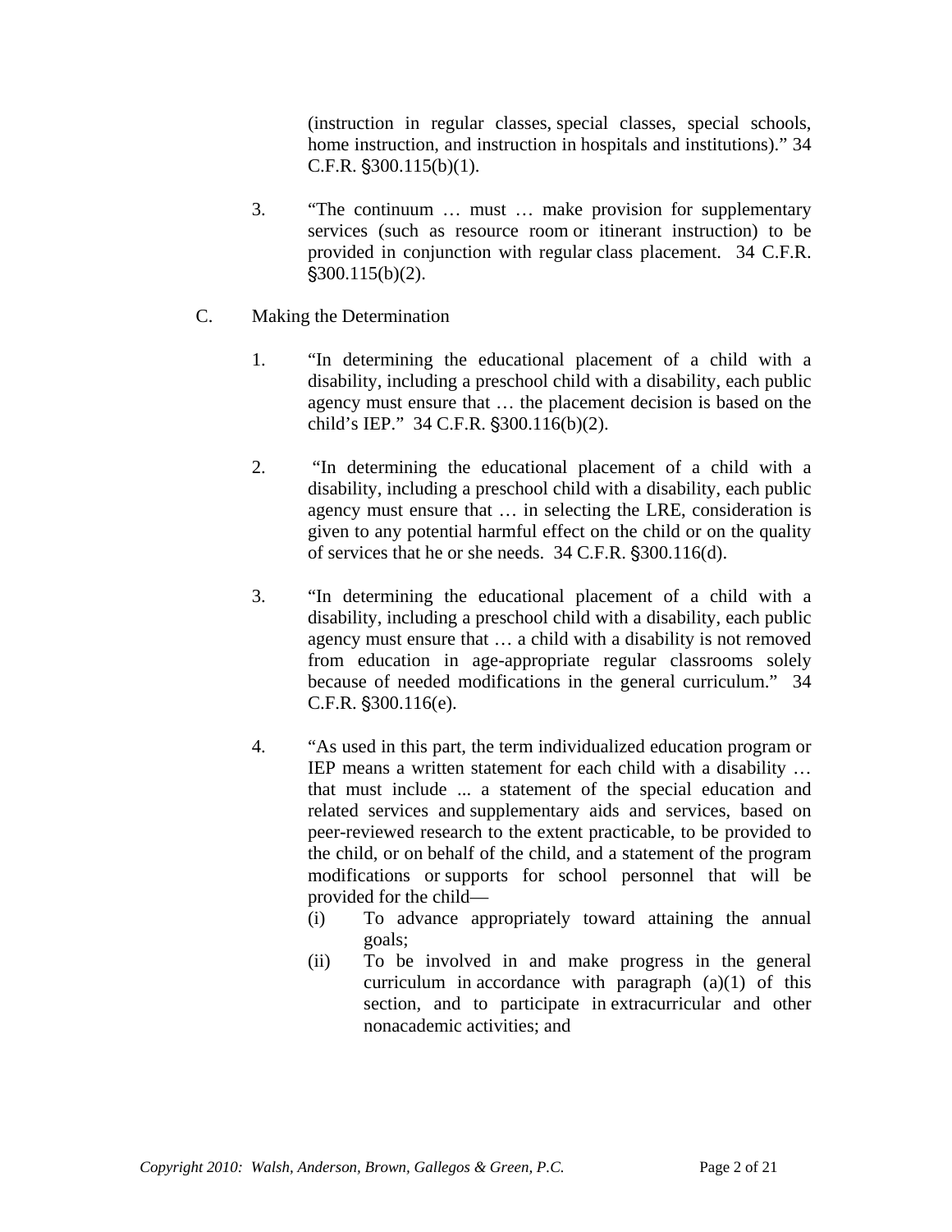(instruction in regular classes, special classes, special schools, home instruction, and instruction in hospitals and institutions)." 34 C.F.R. §300.115(b)(1).

3. "The continuum … must … make provision for supplementary services (such as resource room or itinerant instruction) to be provided in conjunction with regular class placement. 34 C.F.R. §300.115(b)(2).

C. Making the Determination

1. "In determining the educational placement of a child with a disability, including a preschool child with a disability, each public agency must ensure that … the placement decision is based on the child's IEP." 34 C.F.R. §300.116(b)(2).

2. "In determining the educational placement of a child with a disability, including a preschool child with a disability, each public agency must ensure that … in selecting the LRE, consideration is given to any potential harmful effect on the child or on the quality of services that he or she needs. 34 C.F.R. §300.116(d).

3. "In determining the educational placement of a child with a disability, including a preschool child with a disability, each public agency must ensure that … a child with a disability is not removed from education in age-appropriate regular classrooms solely because of needed modifications in the general curriculum." 34 C.F.R. §300.116(e).

4. "As used in this part, the term individualized education program or IEP means a written statement for each child with a disability … that must include ... a statement of the special education and related services and supplementary aids and services, based on peer-reviewed research to the extent practicable, to be provided to the child, or on behalf of the child, and a statement of the program modifications or supports for school personnel that will be provided for the child—

   (i) To advance appropriately toward attaining the annual goals;

   (ii) To be involved in and make progress in the general curriculum in accordance with paragraph (a)(1) of this section, and to participate in extracurricular and other nonacademic activities; and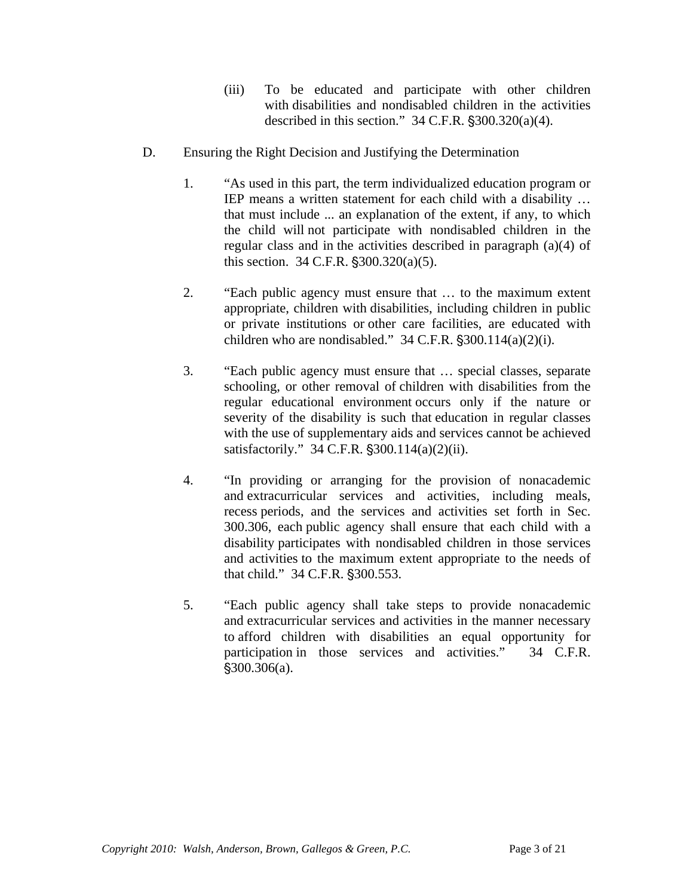(iii) To be educated and participate with other children with disabilities and nondisabled children in the activities described in this section." 34 C.F.R. §300.320(a)(4).

D. Ensuring the Right Decision and Justifying the Determination

1. "As used in this part, the term individualized education program or IEP means a written statement for each child with a disability … that must include ... an explanation of the extent, if any, to which the child will not participate with nondisabled children in the regular class and in the activities described in paragraph (a)(4) of this section. 34 C.F.R. §300.320(a)(5).

2. "Each public agency must ensure that … to the maximum extent appropriate, children with disabilities, including children in public or private institutions or other care facilities, are educated with children who are nondisabled." 34 C.F.R. §300.114(a)(2)(i).

3. "Each public agency must ensure that … special classes, separate schooling, or other removal of children with disabilities from the regular educational environment occurs only if the nature or severity of the disability is such that education in regular classes with the use of supplementary aids and services cannot be achieved satisfactorily." 34 C.F.R. §300.114(a)(2)(ii).

4. "In providing or arranging for the provision of nonacademic and extracurricular services and activities, including meals, recess periods, and the services and activities set forth in Sec. 300.306, each public agency shall ensure that each child with a disability participates with nondisabled children in those services and activities to the maximum extent appropriate to the needs of that child." 34 C.F.R. §300.553.

5. "Each public agency shall take steps to provide nonacademic and extracurricular services and activities in the manner necessary to afford children with disabilities an equal opportunity for participation in those services and activities." 34 C.F.R. §300.306(a).

*Copyright 2010: Walsh, Anderson, Brown, Gallegos & Green, P.C.*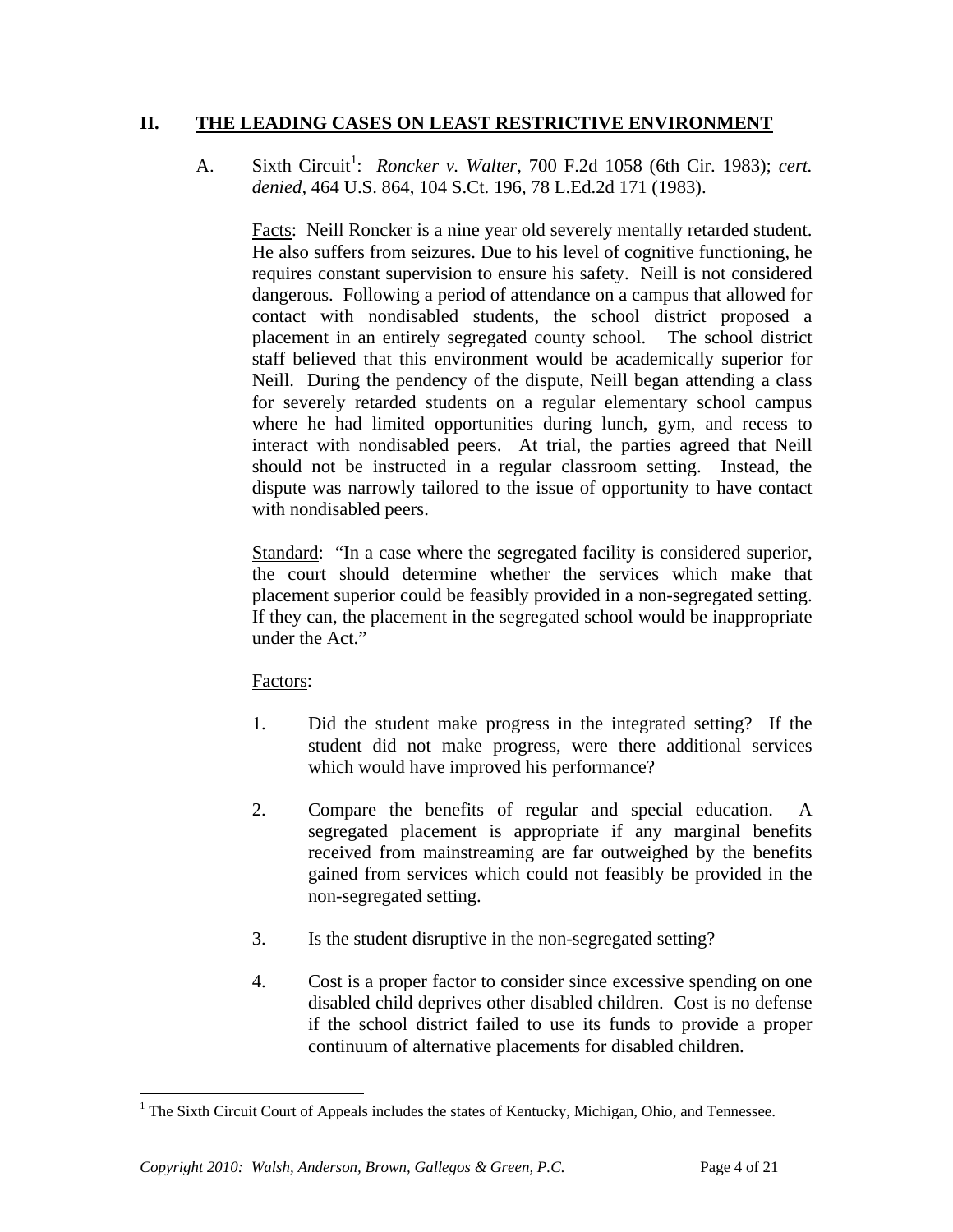## II. THE LEADING CASES ON LEAST RESTRICTIVE ENVIRONMENT

A. Sixth Circuit[1]: *Roncker v. Walter*, 700 F.2d 1058 (6th Cir. 1983); *cert. denied*, 464 U.S. 864, 104 S.Ct. 196, 78 L.Ed.2d 171 (1983).

Facts: Neill Roncker is a nine year old severely mentally retarded student. He also suffers from seizures. Due to his level of cognitive functioning, he requires constant supervision to ensure his safety. Neill is not considered dangerous. Following a period of attendance on a campus that allowed for contact with nondisabled students, the school district proposed a placement in an entirely segregated county school. The school district staff believed that this environment would be academically superior for Neill. During the pendency of the dispute, Neill began attending a class for severely retarded students on a regular elementary school campus where he had limited opportunities during lunch, gym, and recess to interact with nondisabled peers. At trial, the parties agreed that Neill should not be instructed in a regular classroom setting. Instead, the dispute was narrowly tailored to the issue of opportunity to have contact with nondisabled peers.

Standard: "In a case where the segregated facility is considered superior, the court should determine whether the services which make that placement superior could be feasibly provided in a non-segregated setting. If they can, the placement in the segregated school would be inappropriate under the Act."

Factors:

1. Did the student make progress in the integrated setting? If the student did not make progress, were there additional services which would have improved his performance?

2. Compare the benefits of regular and special education. A segregated placement is appropriate if any marginal benefits received from mainstreaming are far outweighed by the benefits gained from services which could not feasibly be provided in the non-segregated setting.

3. Is the student disruptive in the non-segregated setting?

4. Cost is a proper factor to consider since excessive spending on one disabled child deprives other disabled children. Cost is no defense if the school district failed to use its funds to provide a proper continuum of alternative placements for disabled children.

[1] The Sixth Circuit Court of Appeals includes the states of Kentucky, Michigan, Ohio, and Tennessee.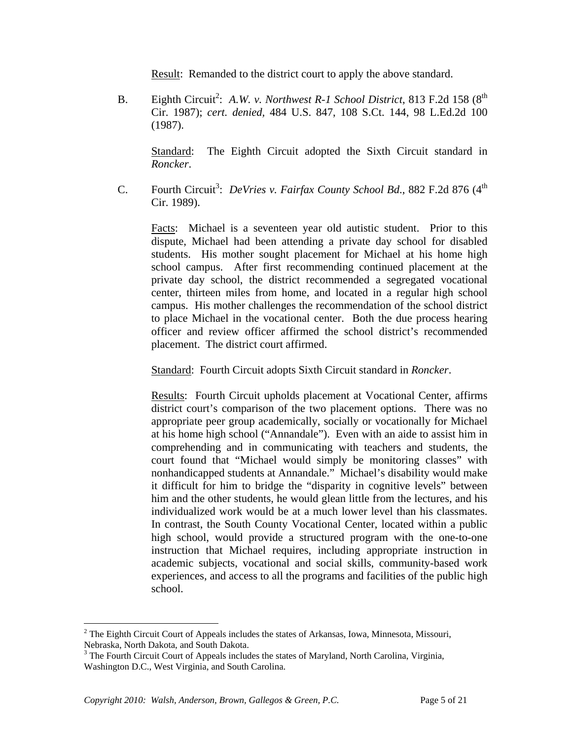Result: Remanded to the district court to apply the above standard.

B. Eighth Circuit[2]: *A.W. v. Northwest R-1 School District*, 813 F.2d 158 (8th Cir. 1987); *cert. denied*, 484 U.S. 847, 108 S.Ct. 144, 98 L.Ed.2d 100 (1987).

Standard: The Eighth Circuit adopted the Sixth Circuit standard in *Roncker*.

C. Fourth Circuit[3]: *DeVries v. Fairfax County School Bd*., 882 F.2d 876 (4th Cir. 1989).

Facts: Michael is a seventeen year old autistic student. Prior to this dispute, Michael had been attending a private day school for disabled students. His mother sought placement for Michael at his home high school campus. After first recommending continued placement at the private day school, the district recommended a segregated vocational center, thirteen miles from home, and located in a regular high school campus. His mother challenges the recommendation of the school district to place Michael in the vocational center. Both the due process hearing officer and review officer affirmed the school district's recommended placement. The district court affirmed.

Standard: Fourth Circuit adopts Sixth Circuit standard in *Roncker*.

Results: Fourth Circuit upholds placement at Vocational Center, affirms district court's comparison of the two placement options. There was no appropriate peer group academically, socially or vocationally for Michael at his home high school ("Annandale"). Even with an aide to assist him in comprehending and in communicating with teachers and students, the court found that "Michael would simply be monitoring classes" with nonhandicapped students at Annandale." Michael's disability would make it difficult for him to bridge the "disparity in cognitive levels" between him and the other students, he would glean little from the lectures, and his individualized work would be at a much lower level than his classmates. In contrast, the South County Vocational Center, located within a public high school, would provide a structured program with the one-to-one instruction that Michael requires, including appropriate instruction in academic subjects, vocational and social skills, community-based work experiences, and access to all the programs and facilities of the public high school.

---

[2] The Eighth Circuit Court of Appeals includes the states of Arkansas, Iowa, Minnesota, Missouri, Nebraska, North Dakota, and South Dakota.

[3] The Fourth Circuit Court of Appeals includes the states of Maryland, North Carolina, Virginia, Washington D.C., West Virginia, and South Carolina.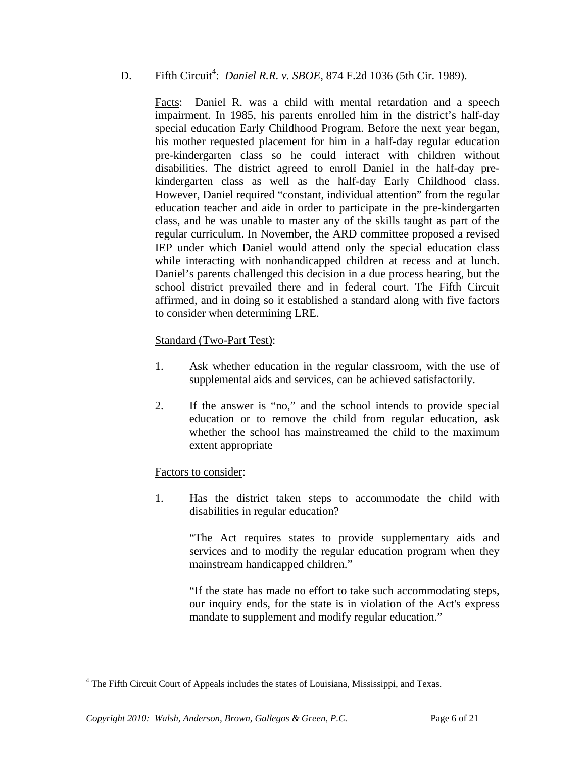D. Fifth Circuit[4]: *Daniel R.R. v. SBOE*, 874 F.2d 1036 (5th Cir. 1989).

<u>Facts</u>: Daniel R. was a child with mental retardation and a speech impairment. In 1985, his parents enrolled him in the district's half-day special education Early Childhood Program. Before the next year began, his mother requested placement for him in a half-day regular education pre-kindergarten class so he could interact with children without disabilities. The district agreed to enroll Daniel in the half-day pre-kindergarten class as well as the half-day Early Childhood class. However, Daniel required "constant, individual attention" from the regular education teacher and aide in order to participate in the pre-kindergarten class, and he was unable to master any of the skills taught as part of the regular curriculum. In November, the ARD committee proposed a revised IEP under which Daniel would attend only the special education class while interacting with nonhandicapped children at recess and at lunch. Daniel's parents challenged this decision in a due process hearing, but the school district prevailed there and in federal court. The Fifth Circuit affirmed, and in doing so it established a standard along with five factors to consider when determining LRE.

<u>Standard (Two-Part Test)</u>:

1. Ask whether education in the regular classroom, with the use of supplemental aids and services, can be achieved satisfactorily.

2. If the answer is "no," and the school intends to provide special education or to remove the child from regular education, ask whether the school has mainstreamed the child to the maximum extent appropriate

<u>Factors to consider</u>:

1. Has the district taken steps to accommodate the child with disabilities in regular education?

   "The Act requires states to provide supplementary aids and services and to modify the regular education program when they mainstream handicapped children."

   "If the state has made no effort to take such accommodating steps, our inquiry ends, for the state is in violation of the Act's express mandate to supplement and modify regular education."

---

[4] The Fifth Circuit Court of Appeals includes the states of Louisiana, Mississippi, and Texas.

*Copyright 2010: Walsh, Anderson, Brown, Gallegos & Green, P.C.*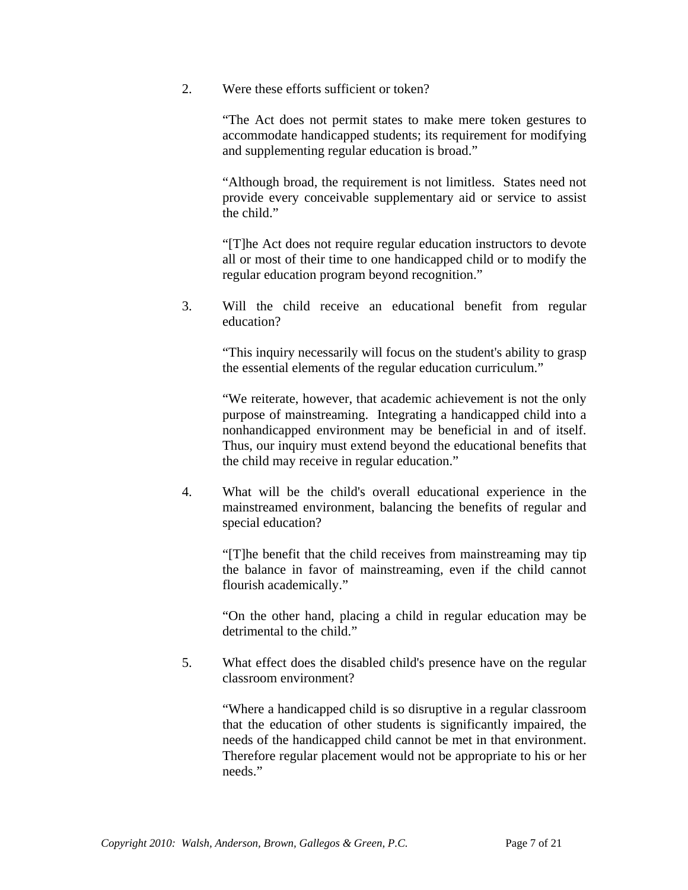2. Were these efforts sufficient or token?

   "The Act does not permit states to make mere token gestures to accommodate handicapped students; its requirement for modifying and supplementing regular education is broad."

   "Although broad, the requirement is not limitless. States need not provide every conceivable supplementary aid or service to assist the child."

   "[T]he Act does not require regular education instructors to devote all or most of their time to one handicapped child or to modify the regular education program beyond recognition."

3. Will the child receive an educational benefit from regular education?

   "This inquiry necessarily will focus on the student's ability to grasp the essential elements of the regular education curriculum."

   "We reiterate, however, that academic achievement is not the only purpose of mainstreaming. Integrating a handicapped child into a nonhandicapped environment may be beneficial in and of itself. Thus, our inquiry must extend beyond the educational benefits that the child may receive in regular education."

4. What will be the child's overall educational experience in the mainstreamed environment, balancing the benefits of regular and special education?

   "[T]he benefit that the child receives from mainstreaming may tip the balance in favor of mainstreaming, even if the child cannot flourish academically."

   "On the other hand, placing a child in regular education may be detrimental to the child."

5. What effect does the disabled child's presence have on the regular classroom environment?

   "Where a handicapped child is so disruptive in a regular classroom that the education of other students is significantly impaired, the needs of the handicapped child cannot be met in that environment. Therefore regular placement would not be appropriate to his or her needs."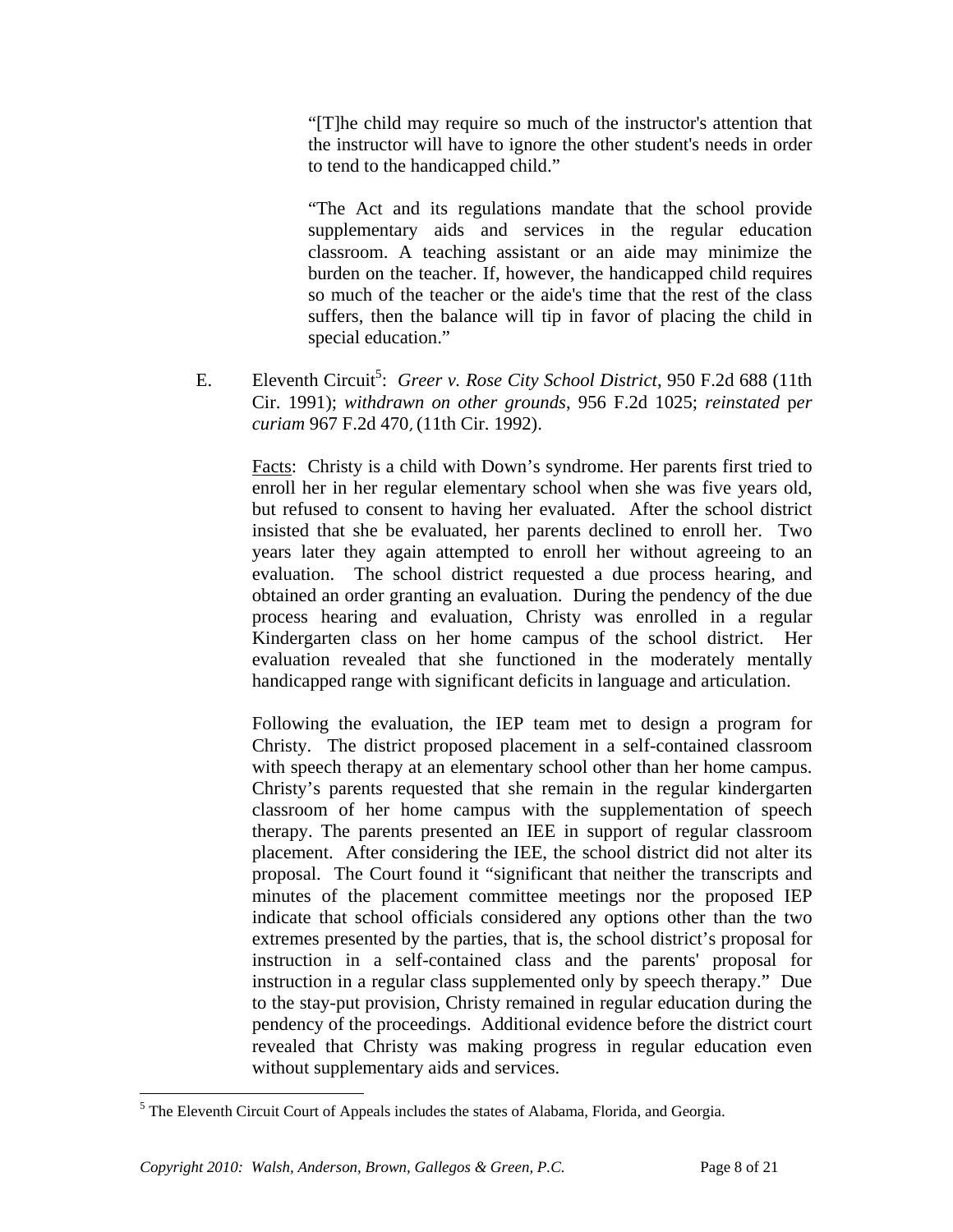> "[T]he child may require so much of the instructor's attention that the instructor will have to ignore the other student's needs in order to tend to the handicapped child."
>
> "The Act and its regulations mandate that the school provide supplementary aids and services in the regular education classroom. A teaching assistant or an aide may minimize the burden on the teacher. If, however, the handicapped child requires so much of the teacher or the aide's time that the rest of the class suffers, then the balance will tip in favor of placing the child in special education."

E. Eleventh Circuit[5]: *Greer v. Rose City School District*, 950 F.2d 688 (11th Cir. 1991); *withdrawn on other grounds*, 956 F.2d 1025; *reinstated per curiam* 967 F.2d 470, (11th Cir. 1992).

Facts: Christy is a child with Down's syndrome. Her parents first tried to enroll her in her regular elementary school when she was five years old, but refused to consent to having her evaluated. After the school district insisted that she be evaluated, her parents declined to enroll her. Two years later they again attempted to enroll her without agreeing to an evaluation. The school district requested a due process hearing, and obtained an order granting an evaluation. During the pendency of the due process hearing and evaluation, Christy was enrolled in a regular Kindergarten class on her home campus of the school district. Her evaluation revealed that she functioned in the moderately mentally handicapped range with significant deficits in language and articulation.

Following the evaluation, the IEP team met to design a program for Christy. The district proposed placement in a self-contained classroom with speech therapy at an elementary school other than her home campus. Christy's parents requested that she remain in the regular kindergarten classroom of her home campus with the supplementation of speech therapy. The parents presented an IEE in support of regular classroom placement. After considering the IEE, the school district did not alter its proposal. The Court found it "significant that neither the transcripts and minutes of the placement committee meetings nor the proposed IEP indicate that school officials considered any options other than the two extremes presented by the parties, that is, the school district's proposal for instruction in a self-contained class and the parents' proposal for instruction in a regular class supplemented only by speech therapy." Due to the stay-put provision, Christy remained in regular education during the pendency of the proceedings. Additional evidence before the district court revealed that Christy was making progress in regular education even without supplementary aids and services.

[5] The Eleventh Circuit Court of Appeals includes the states of Alabama, Florida, and Georgia.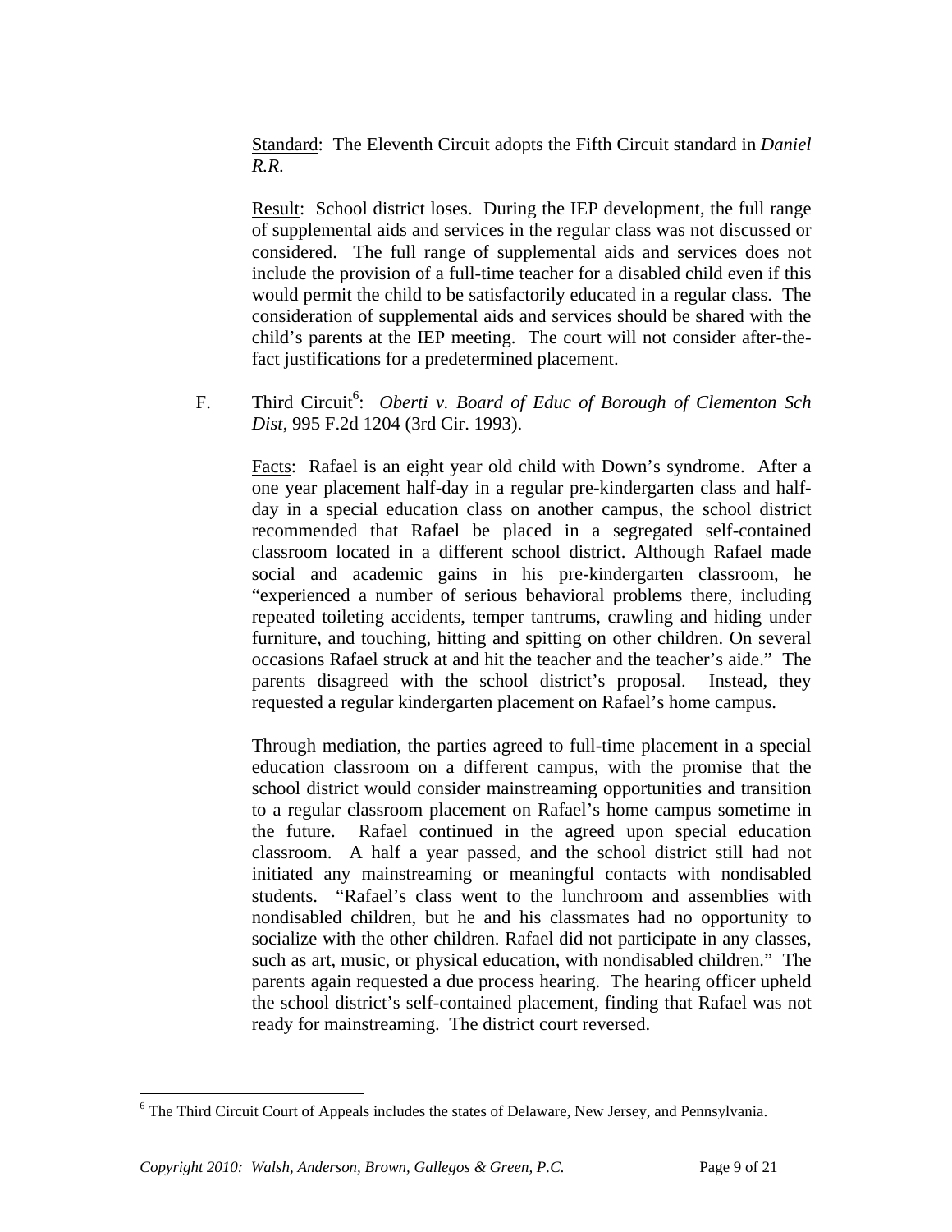Standard: The Eleventh Circuit adopts the Fifth Circuit standard in *Daniel R.R.*

Result: School district loses. During the IEP development, the full range of supplemental aids and services in the regular class was not discussed or considered. The full range of supplemental aids and services does not include the provision of a full-time teacher for a disabled child even if this would permit the child to be satisfactorily educated in a regular class. The consideration of supplemental aids and services should be shared with the child's parents at the IEP meeting. The court will not consider after-the-fact justifications for a predetermined placement.

F. Third Circuit[6]: *Oberti v. Board of Educ of Borough of Clementon Sch Dist*, 995 F.2d 1204 (3rd Cir. 1993).

Facts: Rafael is an eight year old child with Down's syndrome. After a one year placement half-day in a regular pre-kindergarten class and half-day in a special education class on another campus, the school district recommended that Rafael be placed in a segregated self-contained classroom located in a different school district. Although Rafael made social and academic gains in his pre-kindergarten classroom, he "experienced a number of serious behavioral problems there, including repeated toileting accidents, temper tantrums, crawling and hiding under furniture, and touching, hitting and spitting on other children. On several occasions Rafael struck at and hit the teacher and the teacher's aide." The parents disagreed with the school district's proposal. Instead, they requested a regular kindergarten placement on Rafael's home campus.

Through mediation, the parties agreed to full-time placement in a special education classroom on a different campus, with the promise that the school district would consider mainstreaming opportunities and transition to a regular classroom placement on Rafael's home campus sometime in the future. Rafael continued in the agreed upon special education classroom. A half a year passed, and the school district still had not initiated any mainstreaming or meaningful contacts with nondisabled students. "Rafael's class went to the lunchroom and assemblies with nondisabled children, but he and his classmates had no opportunity to socialize with the other children. Rafael did not participate in any classes, such as art, music, or physical education, with nondisabled children." The parents again requested a due process hearing. The hearing officer upheld the school district's self-contained placement, finding that Rafael was not ready for mainstreaming. The district court reversed.

[6] The Third Circuit Court of Appeals includes the states of Delaware, New Jersey, and Pennsylvania.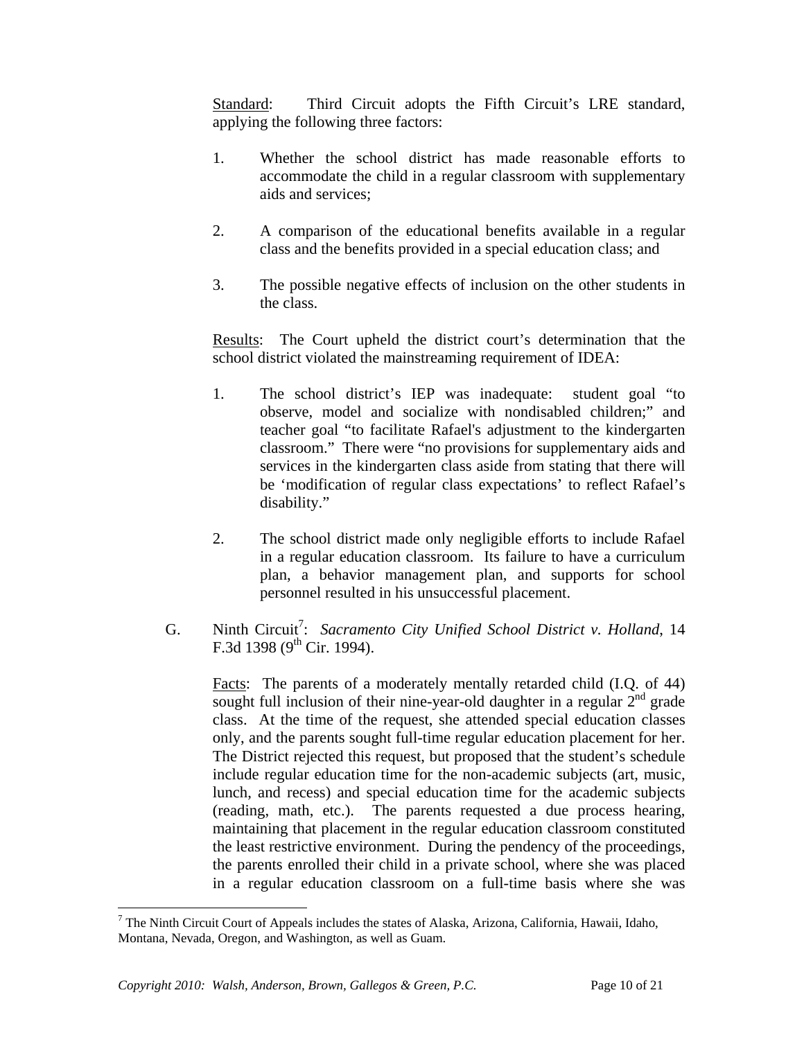Standard: Third Circuit adopts the Fifth Circuit's LRE standard, applying the following three factors:

1. Whether the school district has made reasonable efforts to accommodate the child in a regular classroom with supplementary aids and services;

2. A comparison of the educational benefits available in a regular class and the benefits provided in a special education class; and

3. The possible negative effects of inclusion on the other students in the class.

Results: The Court upheld the district court's determination that the school district violated the mainstreaming requirement of IDEA:

1. The school district's IEP was inadequate: student goal "to observe, model and socialize with nondisabled children;" and teacher goal "to facilitate Rafael's adjustment to the kindergarten classroom." There were "no provisions for supplementary aids and services in the kindergarten class aside from stating that there will be 'modification of regular class expectations' to reflect Rafael's disability."

2. The school district made only negligible efforts to include Rafael in a regular education classroom. Its failure to have a curriculum plan, a behavior management plan, and supports for school personnel resulted in his unsuccessful placement.

G. Ninth Circuit[7]: *Sacramento City Unified School District v. Holland*, 14 F.3d 1398 (9th Cir. 1994).

Facts: The parents of a moderately mentally retarded child (I.Q. of 44) sought full inclusion of their nine-year-old daughter in a regular 2nd grade class. At the time of the request, she attended special education classes only, and the parents sought full-time regular education placement for her. The District rejected this request, but proposed that the student's schedule include regular education time for the non-academic subjects (art, music, lunch, and recess) and special education time for the academic subjects (reading, math, etc.). The parents requested a due process hearing, maintaining that placement in the regular education classroom constituted the least restrictive environment. During the pendency of the proceedings, the parents enrolled their child in a private school, where she was placed in a regular education classroom on a full-time basis where she was

[7] The Ninth Circuit Court of Appeals includes the states of Alaska, Arizona, California, Hawaii, Idaho, Montana, Nevada, Oregon, and Washington, as well as Guam.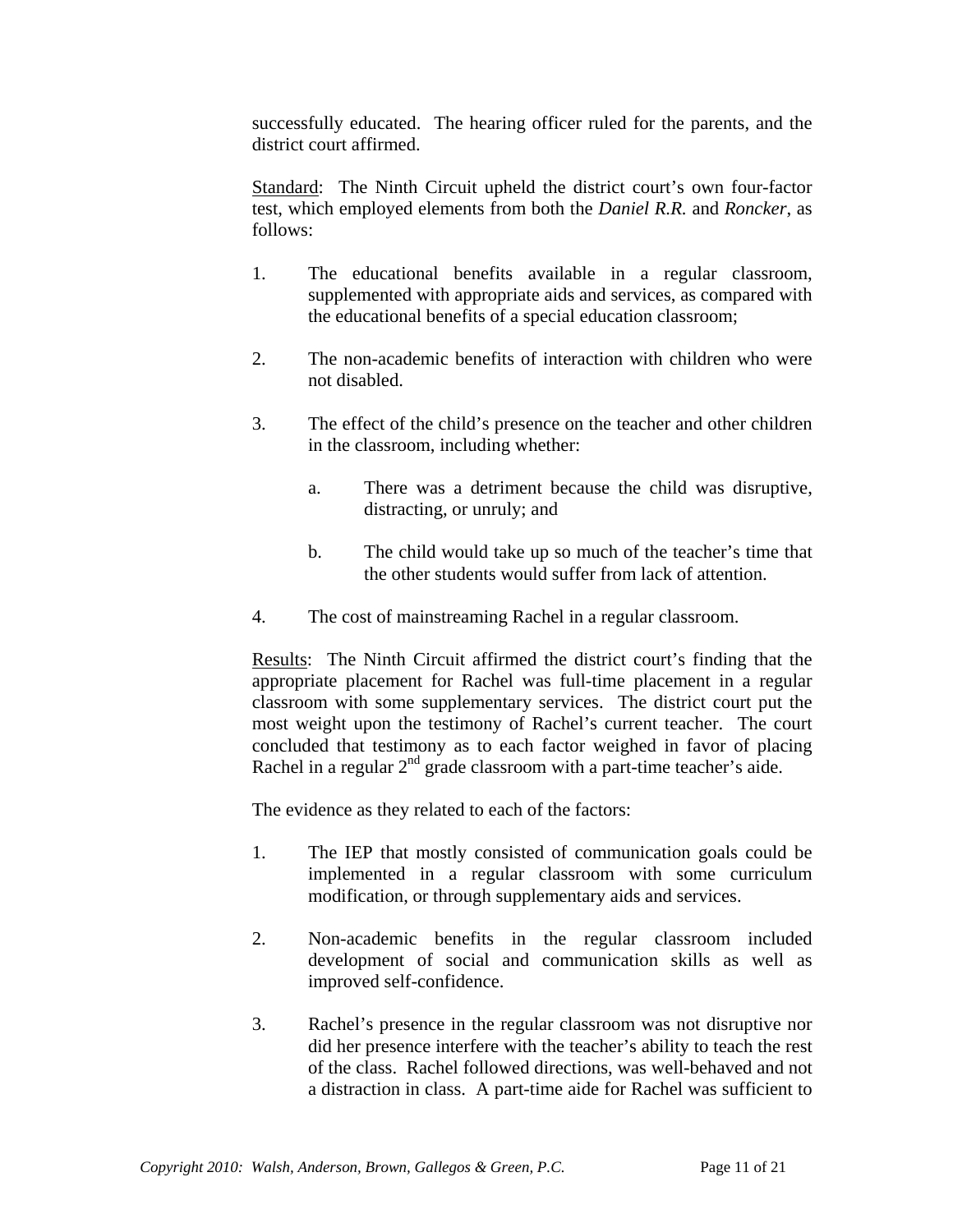successfully educated. The hearing officer ruled for the parents, and the district court affirmed.

<u>Standard</u>: The Ninth Circuit upheld the district court's own four-factor test, which employed elements from both the *Daniel R.R.* and *Roncker*, as follows:

1. The educational benefits available in a regular classroom, supplemented with appropriate aids and services, as compared with the educational benefits of a special education classroom;

2. The non-academic benefits of interaction with children who were not disabled.

3. The effect of the child's presence on the teacher and other children in the classroom, including whether:

   a. There was a detriment because the child was disruptive, distracting, or unruly; and

   b. The child would take up so much of the teacher's time that the other students would suffer from lack of attention.

4. The cost of mainstreaming Rachel in a regular classroom.

<u>Results</u>: The Ninth Circuit affirmed the district court's finding that the appropriate placement for Rachel was full-time placement in a regular classroom with some supplementary services. The district court put the most weight upon the testimony of Rachel's current teacher. The court concluded that testimony as to each factor weighed in favor of placing Rachel in a regular 2nd grade classroom with a part-time teacher's aide.

The evidence as they related to each of the factors:

1. The IEP that mostly consisted of communication goals could be implemented in a regular classroom with some curriculum modification, or through supplementary aids and services.

2. Non-academic benefits in the regular classroom included development of social and communication skills as well as improved self-confidence.

3. Rachel's presence in the regular classroom was not disruptive nor did her presence interfere with the teacher's ability to teach the rest of the class. Rachel followed directions, was well-behaved and not a distraction in class. A part-time aide for Rachel was sufficient to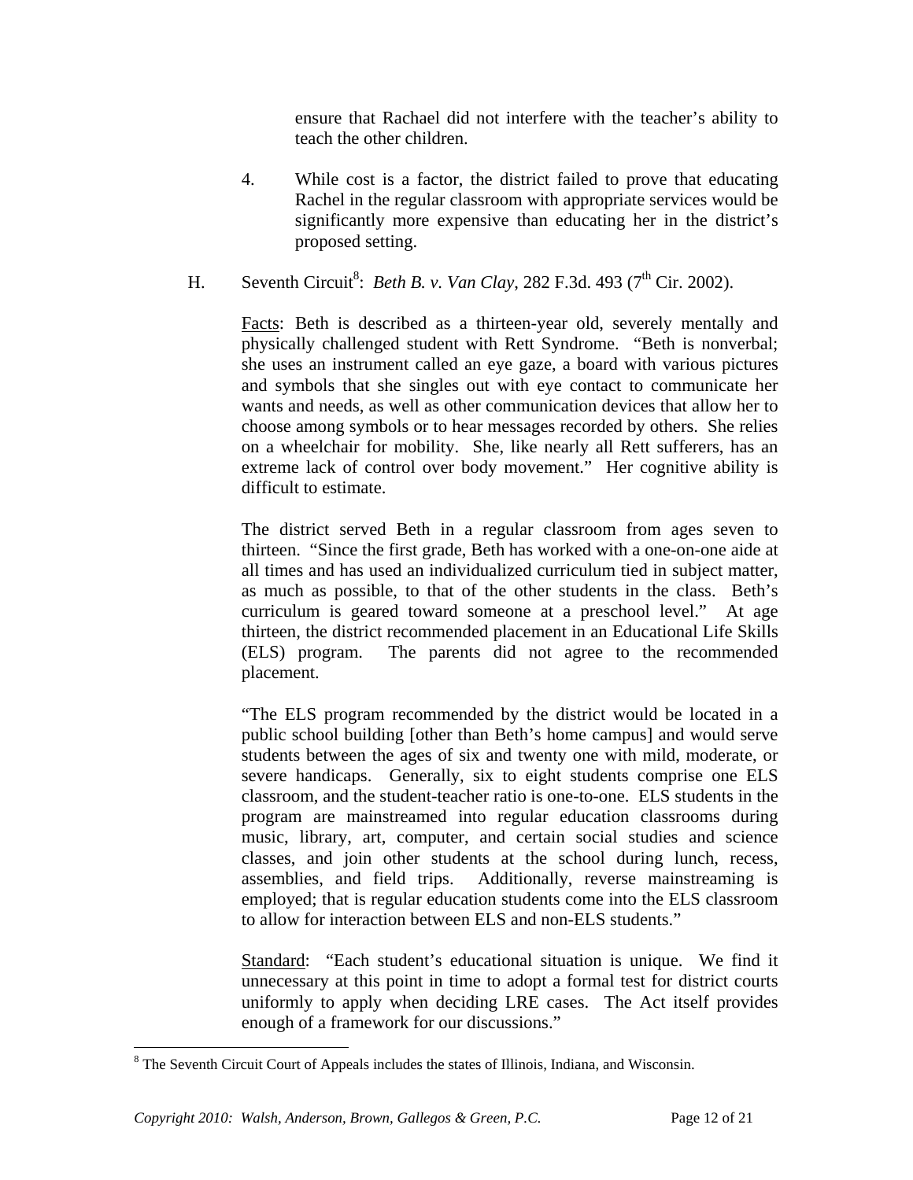ensure that Rachael did not interfere with the teacher's ability to teach the other children.

4. While cost is a factor, the district failed to prove that educating Rachel in the regular classroom with appropriate services would be significantly more expensive than educating her in the district's proposed setting.

H. Seventh Circuit[8]: *Beth B. v. Van Clay*, 282 F.3d. 493 (7th Cir. 2002).

Facts: Beth is described as a thirteen-year old, severely mentally and physically challenged student with Rett Syndrome. "Beth is nonverbal; she uses an instrument called an eye gaze, a board with various pictures and symbols that she singles out with eye contact to communicate her wants and needs, as well as other communication devices that allow her to choose among symbols or to hear messages recorded by others. She relies on a wheelchair for mobility. She, like nearly all Rett sufferers, has an extreme lack of control over body movement." Her cognitive ability is difficult to estimate.

The district served Beth in a regular classroom from ages seven to thirteen. "Since the first grade, Beth has worked with a one-on-one aide at all times and has used an individualized curriculum tied in subject matter, as much as possible, to that of the other students in the class. Beth's curriculum is geared toward someone at a preschool level." At age thirteen, the district recommended placement in an Educational Life Skills (ELS) program. The parents did not agree to the recommended placement.

"The ELS program recommended by the district would be located in a public school building [other than Beth's home campus] and would serve students between the ages of six and twenty one with mild, moderate, or severe handicaps. Generally, six to eight students comprise one ELS classroom, and the student-teacher ratio is one-to-one. ELS students in the program are mainstreamed into regular education classrooms during music, library, art, computer, and certain social studies and science classes, and join other students at the school during lunch, recess, assemblies, and field trips. Additionally, reverse mainstreaming is employed; that is regular education students come into the ELS classroom to allow for interaction between ELS and non-ELS students."

Standard: "Each student's educational situation is unique. We find it unnecessary at this point in time to adopt a formal test for district courts uniformly to apply when deciding LRE cases. The Act itself provides enough of a framework for our discussions."

---

[8] The Seventh Circuit Court of Appeals includes the states of Illinois, Indiana, and Wisconsin.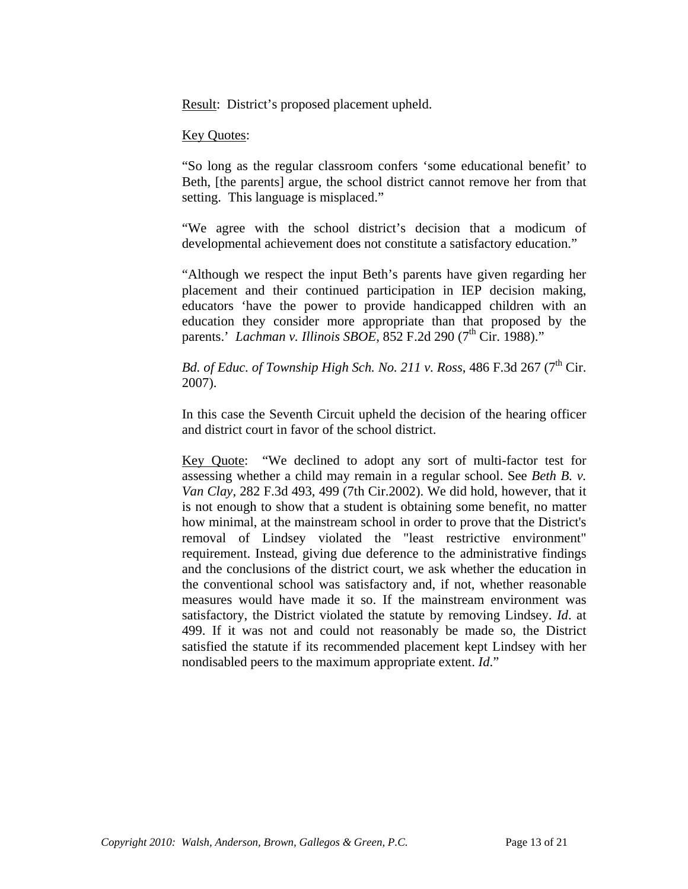<u>Result</u>: District's proposed placement upheld.

<u>Key Quotes</u>:

"So long as the regular classroom confers 'some educational benefit' to Beth, [the parents] argue, the school district cannot remove her from that setting. This language is misplaced."

"We agree with the school district's decision that a modicum of developmental achievement does not constitute a satisfactory education."

"Although we respect the input Beth's parents have given regarding her placement and their continued participation in IEP decision making, educators 'have the power to provide handicapped children with an education they consider more appropriate than that proposed by the parents.' *Lachman v. Illinois SBOE*, 852 F.2d 290 (7th Cir. 1988)."

*Bd. of Educ. of Township High Sch. No. 211 v. Ross*, 486 F.3d 267 (7th Cir. 2007).

In this case the Seventh Circuit upheld the decision of the hearing officer and district court in favor of the school district.

<u>Key Quote</u>: "We declined to adopt any sort of multi-factor test for assessing whether a child may remain in a regular school. See *Beth B. v. Van Clay*, 282 F.3d 493, 499 (7th Cir.2002). We did hold, however, that it is not enough to show that a student is obtaining some benefit, no matter how minimal, at the mainstream school in order to prove that the District's removal of Lindsey violated the "least restrictive environment" requirement. Instead, giving due deference to the administrative findings and the conclusions of the district court, we ask whether the education in the conventional school was satisfactory and, if not, whether reasonable measures would have made it so. If the mainstream environment was satisfactory, the District violated the statute by removing Lindsey. *Id*. at 499. If it was not and could not reasonably be made so, the District satisfied the statute if its recommended placement kept Lindsey with her nondisabled peers to the maximum appropriate extent. *Id*."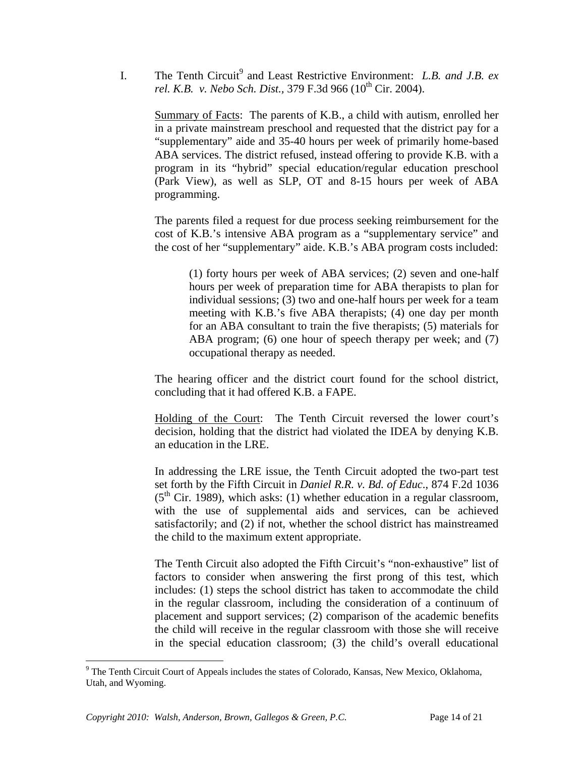I. The Tenth Circuit[9] and Least Restrictive Environment: *L.B. and J.B. ex rel. K.B. v. Nebo Sch. Dist.*, 379 F.3d 966 (10th Cir. 2004).

Summary of Facts: The parents of K.B., a child with autism, enrolled her in a private mainstream preschool and requested that the district pay for a "supplementary" aide and 35-40 hours per week of primarily home-based ABA services. The district refused, instead offering to provide K.B. with a program in its "hybrid" special education/regular education preschool (Park View), as well as SLP, OT and 8-15 hours per week of ABA programming.

The parents filed a request for due process seeking reimbursement for the cost of K.B.'s intensive ABA program as a "supplementary service" and the cost of her "supplementary" aide. K.B.'s ABA program costs included:

> (1) forty hours per week of ABA services; (2) seven and one-half hours per week of preparation time for ABA therapists to plan for individual sessions; (3) two and one-half hours per week for a team meeting with K.B.'s five ABA therapists; (4) one day per month for an ABA consultant to train the five therapists; (5) materials for ABA program; (6) one hour of speech therapy per week; and (7) occupational therapy as needed.

The hearing officer and the district court found for the school district, concluding that it had offered K.B. a FAPE.

Holding of the Court: The Tenth Circuit reversed the lower court's decision, holding that the district had violated the IDEA by denying K.B. an education in the LRE.

In addressing the LRE issue, the Tenth Circuit adopted the two-part test set forth by the Fifth Circuit in *Daniel R.R. v. Bd. of Educ*., 874 F.2d 1036 (5th Cir. 1989), which asks: (1) whether education in a regular classroom, with the use of supplemental aids and services, can be achieved satisfactorily; and (2) if not, whether the school district has mainstreamed the child to the maximum extent appropriate.

The Tenth Circuit also adopted the Fifth Circuit's "non-exhaustive" list of factors to consider when answering the first prong of this test, which includes: (1) steps the school district has taken to accommodate the child in the regular classroom, including the consideration of a continuum of placement and support services; (2) comparison of the academic benefits the child will receive in the regular classroom with those she will receive in the special education classroom; (3) the child's overall educational

---

[9] The Tenth Circuit Court of Appeals includes the states of Colorado, Kansas, New Mexico, Oklahoma, Utah, and Wyoming.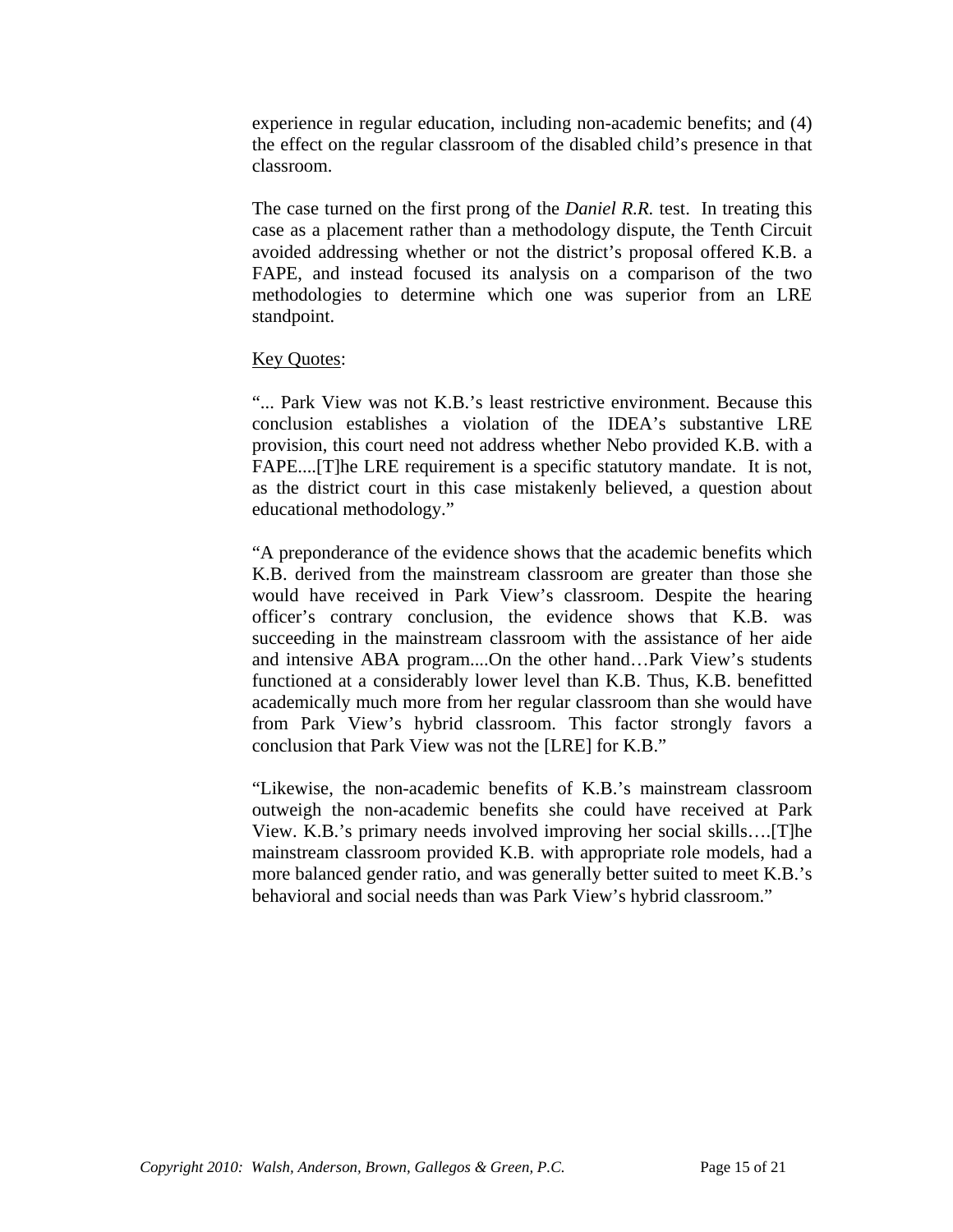experience in regular education, including non-academic benefits; and (4) the effect on the regular classroom of the disabled child's presence in that classroom.

The case turned on the first prong of the *Daniel R.R.* test. In treating this case as a placement rather than a methodology dispute, the Tenth Circuit avoided addressing whether or not the district's proposal offered K.B. a FAPE, and instead focused its analysis on a comparison of the two methodologies to determine which one was superior from an LRE standpoint.

<u>Key Quotes</u>:

"... Park View was not K.B.'s least restrictive environment. Because this conclusion establishes a violation of the IDEA's substantive LRE provision, this court need not address whether Nebo provided K.B. with a FAPE....[T]he LRE requirement is a specific statutory mandate. It is not, as the district court in this case mistakenly believed, a question about educational methodology."

"A preponderance of the evidence shows that the academic benefits which K.B. derived from the mainstream classroom are greater than those she would have received in Park View's classroom. Despite the hearing officer's contrary conclusion, the evidence shows that K.B. was succeeding in the mainstream classroom with the assistance of her aide and intensive ABA program....On the other hand…Park View's students functioned at a considerably lower level than K.B. Thus, K.B. benefitted academically much more from her regular classroom than she would have from Park View's hybrid classroom. This factor strongly favors a conclusion that Park View was not the [LRE] for K.B."

"Likewise, the non-academic benefits of K.B.'s mainstream classroom outweigh the non-academic benefits she could have received at Park View. K.B.'s primary needs involved improving her social skills….[T]he mainstream classroom provided K.B. with appropriate role models, had a more balanced gender ratio, and was generally better suited to meet K.B.'s behavioral and social needs than was Park View's hybrid classroom."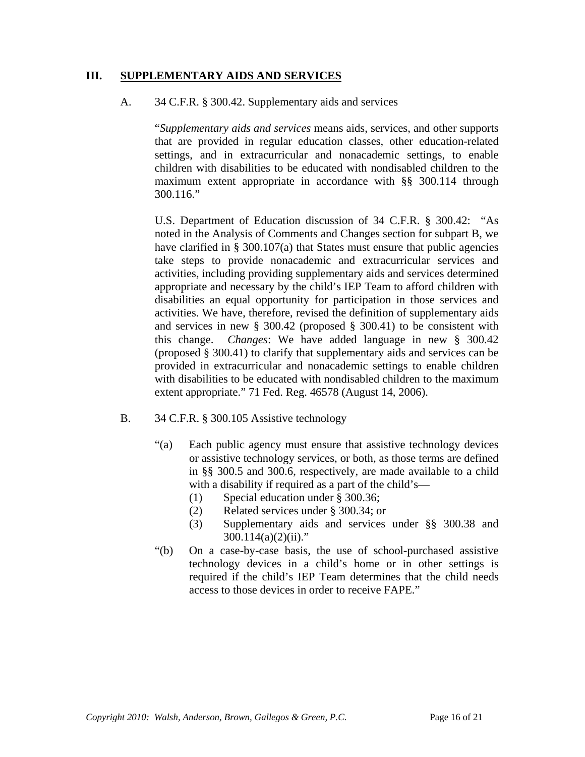## III. <u>SUPPLEMENTARY AIDS AND SERVICES</u>

A. 34 C.F.R. § 300.42. Supplementary aids and services

> "*Supplementary aids and services* means aids, services, and other supports that are provided in regular education classes, other education-related settings, and in extracurricular and nonacademic settings, to enable children with disabilities to be educated with nondisabled children to the maximum extent appropriate in accordance with §§ 300.114 through 300.116."

> U.S. Department of Education discussion of 34 C.F.R. § 300.42: "As noted in the Analysis of Comments and Changes section for subpart B, we have clarified in § 300.107(a) that States must ensure that public agencies take steps to provide nonacademic and extracurricular services and activities, including providing supplementary aids and services determined appropriate and necessary by the child's IEP Team to afford children with disabilities an equal opportunity for participation in those services and activities. We have, therefore, revised the definition of supplementary aids and services in new § 300.42 (proposed § 300.41) to be consistent with this change. *Changes*: We have added language in new § 300.42 (proposed § 300.41) to clarify that supplementary aids and services can be provided in extracurricular and nonacademic settings to enable children with disabilities to be educated with nondisabled children to the maximum extent appropriate." 71 Fed. Reg. 46578 (August 14, 2006).

B. 34 C.F.R. § 300.105 Assistive technology

> "(a) Each public agency must ensure that assistive technology devices or assistive technology services, or both, as those terms are defined in §§ 300.5 and 300.6, respectively, are made available to a child with a disability if required as a part of the child's—
>
> (1) Special education under § 300.36;
>
> (2) Related services under § 300.34; or
>
> (3) Supplementary aids and services under §§ 300.38 and 300.114(a)(2)(ii)."
>
> "(b) On a case-by-case basis, the use of school-purchased assistive technology devices in a child's home or in other settings is required if the child's IEP Team determines that the child needs access to those devices in order to receive FAPE."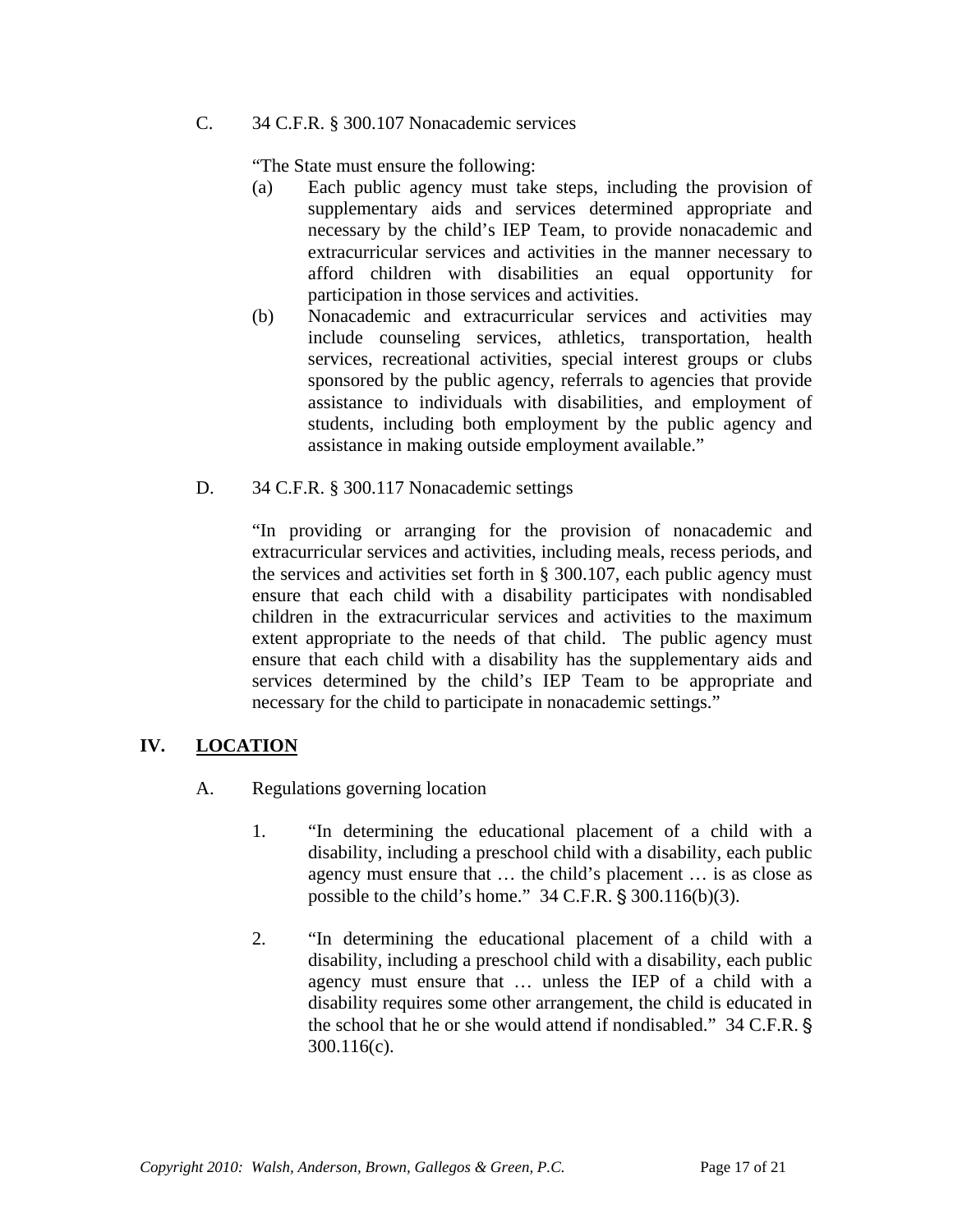C. 34 C.F.R. § 300.107 Nonacademic services

"The State must ensure the following:

(a) Each public agency must take steps, including the provision of supplementary aids and services determined appropriate and necessary by the child's IEP Team, to provide nonacademic and extracurricular services and activities in the manner necessary to afford children with disabilities an equal opportunity for participation in those services and activities.

(b) Nonacademic and extracurricular services and activities may include counseling services, athletics, transportation, health services, recreational activities, special interest groups or clubs sponsored by the public agency, referrals to agencies that provide assistance to individuals with disabilities, and employment of students, including both employment by the public agency and assistance in making outside employment available."

D. 34 C.F.R. § 300.117 Nonacademic settings

"In providing or arranging for the provision of nonacademic and extracurricular services and activities, including meals, recess periods, and the services and activities set forth in § 300.107, each public agency must ensure that each child with a disability participates with nondisabled children in the extracurricular services and activities to the maximum extent appropriate to the needs of that child. The public agency must ensure that each child with a disability has the supplementary aids and services determined by the child's IEP Team to be appropriate and necessary for the child to participate in nonacademic settings."

## IV. <u>LOCATION</u>

A. Regulations governing location

1. "In determining the educational placement of a child with a disability, including a preschool child with a disability, each public agency must ensure that … the child's placement … is as close as possible to the child's home." 34 C.F.R. § 300.116(b)(3).

2. "In determining the educational placement of a child with a disability, including a preschool child with a disability, each public agency must ensure that … unless the IEP of a child with a disability requires some other arrangement, the child is educated in the school that he or she would attend if nondisabled." 34 C.F.R. § 300.116(c).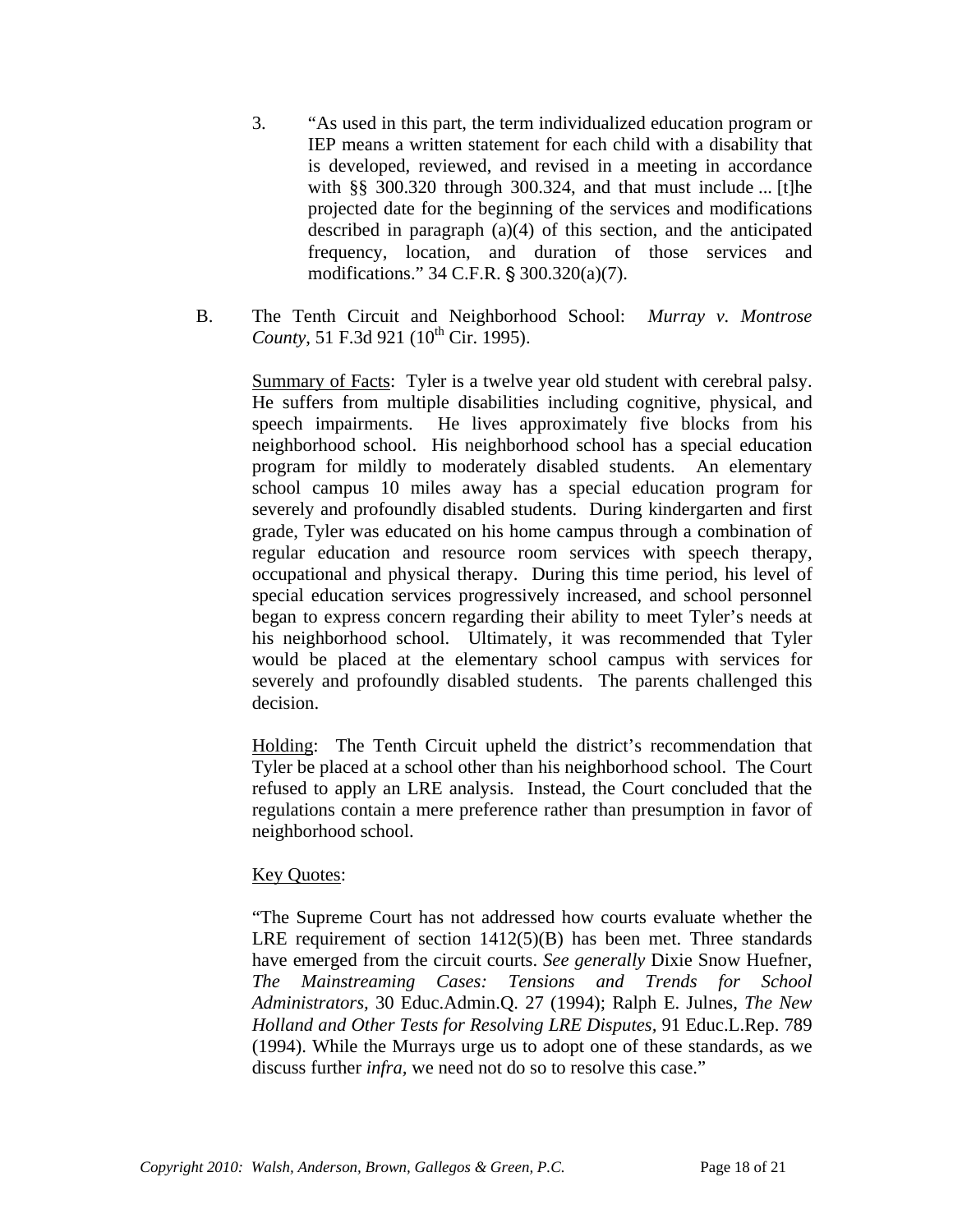3. "As used in this part, the term individualized education program or IEP means a written statement for each child with a disability that is developed, reviewed, and revised in a meeting in accordance with §§ 300.320 through 300.324, and that must include ... [t]he projected date for the beginning of the services and modifications described in paragraph (a)(4) of this section, and the anticipated frequency, location, and duration of those services and modifications." 34 C.F.R. § 300.320(a)(7).

B. The Tenth Circuit and Neighborhood School: *Murray v. Montrose County*, 51 F.3d 921 (10th Cir. 1995).

Summary of Facts: Tyler is a twelve year old student with cerebral palsy. He suffers from multiple disabilities including cognitive, physical, and speech impairments. He lives approximately five blocks from his neighborhood school. His neighborhood school has a special education program for mildly to moderately disabled students. An elementary school campus 10 miles away has a special education program for severely and profoundly disabled students. During kindergarten and first grade, Tyler was educated on his home campus through a combination of regular education and resource room services with speech therapy, occupational and physical therapy. During this time period, his level of special education services progressively increased, and school personnel began to express concern regarding their ability to meet Tyler's needs at his neighborhood school. Ultimately, it was recommended that Tyler would be placed at the elementary school campus with services for severely and profoundly disabled students. The parents challenged this decision.

Holding: The Tenth Circuit upheld the district's recommendation that Tyler be placed at a school other than his neighborhood school. The Court refused to apply an LRE analysis. Instead, the Court concluded that the regulations contain a mere preference rather than presumption in favor of neighborhood school.

Key Quotes:

"The Supreme Court has not addressed how courts evaluate whether the LRE requirement of section 1412(5)(B) has been met. Three standards have emerged from the circuit courts. *See generally* Dixie Snow Huefner, *The Mainstreaming Cases: Tensions and Trends for School Administrators*, 30 Educ.Admin.Q. 27 (1994); Ralph E. Julnes, *The New Holland and Other Tests for Resolving LRE Disputes*, 91 Educ.L.Rep. 789 (1994). While the Murrays urge us to adopt one of these standards, as we discuss further *infra*, we need not do so to resolve this case."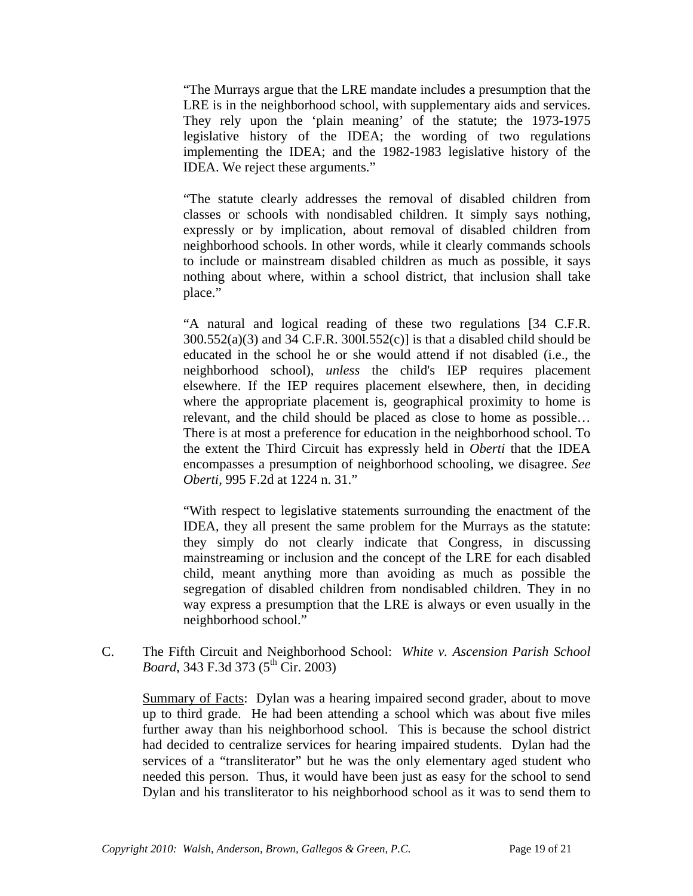"The Murrays argue that the LRE mandate includes a presumption that the LRE is in the neighborhood school, with supplementary aids and services. They rely upon the 'plain meaning' of the statute; the 1973-1975 legislative history of the IDEA; the wording of two regulations implementing the IDEA; and the 1982-1983 legislative history of the IDEA. We reject these arguments."

"The statute clearly addresses the removal of disabled children from classes or schools with nondisabled children. It simply says nothing, expressly or by implication, about removal of disabled children from neighborhood schools. In other words, while it clearly commands schools to include or mainstream disabled children as much as possible, it says nothing about where, within a school district, that inclusion shall take place."

"A natural and logical reading of these two regulations [34 C.F.R. 300.552(a)(3) and 34 C.F.R. 300l.552(c)] is that a disabled child should be educated in the school he or she would attend if not disabled (i.e., the neighborhood school), *unless* the child's IEP requires placement elsewhere. If the IEP requires placement elsewhere, then, in deciding where the appropriate placement is, geographical proximity to home is relevant, and the child should be placed as close to home as possible… There is at most a preference for education in the neighborhood school. To the extent the Third Circuit has expressly held in *Oberti* that the IDEA encompasses a presumption of neighborhood schooling, we disagree. *See Oberti*, 995 F.2d at 1224 n. 31."

"With respect to legislative statements surrounding the enactment of the IDEA, they all present the same problem for the Murrays as the statute: they simply do not clearly indicate that Congress, in discussing mainstreaming or inclusion and the concept of the LRE for each disabled child, meant anything more than avoiding as much as possible the segregation of disabled children from nondisabled children. They in no way express a presumption that the LRE is always or even usually in the neighborhood school."

C. The Fifth Circuit and Neighborhood School: *White v. Ascension Parish School Board*, 343 F.3d 373 (5th Cir. 2003)

Summary of Facts: Dylan was a hearing impaired second grader, about to move up to third grade. He had been attending a school which was about five miles further away than his neighborhood school. This is because the school district had decided to centralize services for hearing impaired students. Dylan had the services of a "transliterator" but he was the only elementary aged student who needed this person. Thus, it would have been just as easy for the school to send Dylan and his transliterator to his neighborhood school as it was to send them to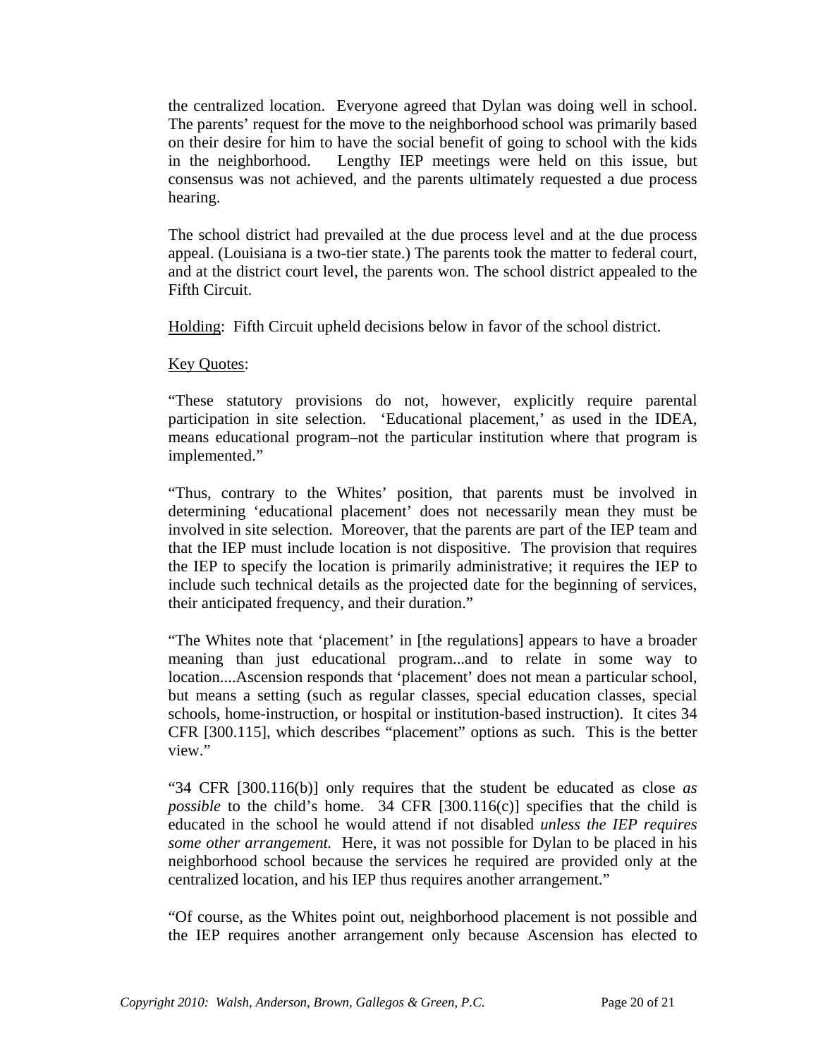the centralized location. Everyone agreed that Dylan was doing well in school. The parents' request for the move to the neighborhood school was primarily based on their desire for him to have the social benefit of going to school with the kids in the neighborhood. Lengthy IEP meetings were held on this issue, but consensus was not achieved, and the parents ultimately requested a due process hearing.

The school district had prevailed at the due process level and at the due process appeal. (Louisiana is a two-tier state.) The parents took the matter to federal court, and at the district court level, the parents won. The school district appealed to the Fifth Circuit.

Holding: Fifth Circuit upheld decisions below in favor of the school district.

Key Quotes:

"These statutory provisions do not, however, explicitly require parental participation in site selection. 'Educational placement,' as used in the IDEA, means educational program–not the particular institution where that program is implemented."

"Thus, contrary to the Whites' position, that parents must be involved in determining 'educational placement' does not necessarily mean they must be involved in site selection. Moreover, that the parents are part of the IEP team and that the IEP must include location is not dispositive. The provision that requires the IEP to specify the location is primarily administrative; it requires the IEP to include such technical details as the projected date for the beginning of services, their anticipated frequency, and their duration."

"The Whites note that 'placement' in [the regulations] appears to have a broader meaning than just educational program...and to relate in some way to location....Ascension responds that 'placement' does not mean a particular school, but means a setting (such as regular classes, special education classes, special schools, home-instruction, or hospital or institution-based instruction). It cites 34 CFR [300.115], which describes "placement" options as such. This is the better view."

"34 CFR [300.116(b)] only requires that the student be educated as close *as possible* to the child's home. 34 CFR [300.116(c)] specifies that the child is educated in the school he would attend if not disabled *unless the IEP requires some other arrangement.* Here, it was not possible for Dylan to be placed in his neighborhood school because the services he required are provided only at the centralized location, and his IEP thus requires another arrangement."

"Of course, as the Whites point out, neighborhood placement is not possible and the IEP requires another arrangement only because Ascension has elected to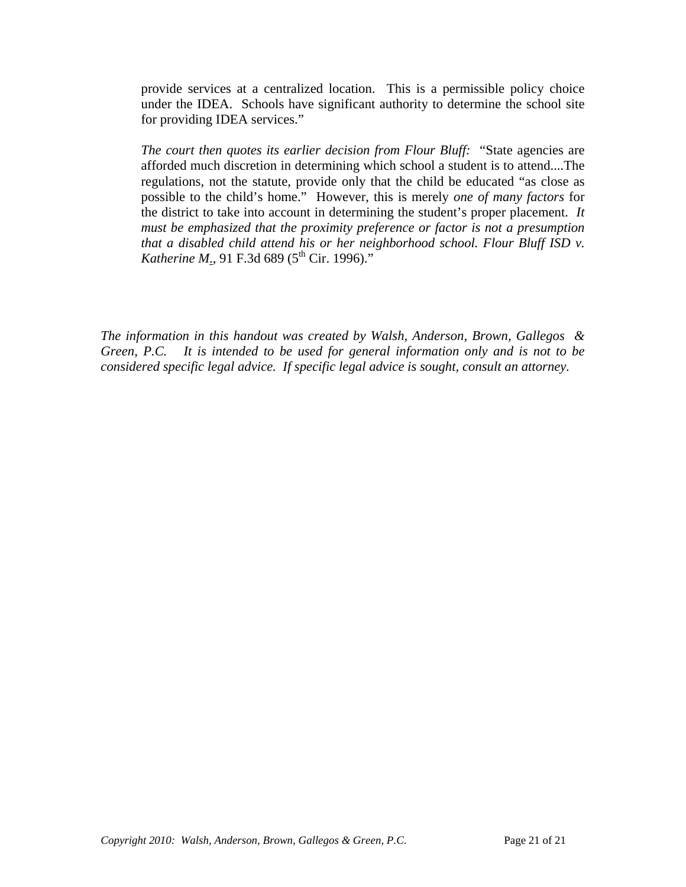provide services at a centralized location. This is a permissible policy choice under the IDEA. Schools have significant authority to determine the school site for providing IDEA services."

*The court then quotes its earlier decision from Flour Bluff:* "State agencies are afforded much discretion in determining which school a student is to attend....The regulations, not the statute, provide only that the child be educated "as close as possible to the child's home." However, this is merely *one of many factors* for the district to take into account in determining the student's proper placement. *It must be emphasized that the proximity preference or factor is not a presumption that a disabled child attend his or her neighborhood school. Flour Bluff ISD v. Katherine M.,* 91 F.3d 689 (5th Cir. 1996)."

*The information in this handout was created by Walsh, Anderson, Brown, Gallegos & Green, P.C. It is intended to be used for general information only and is not to be considered specific legal advice. If specific legal advice is sought, consult an attorney.*

*Copyright 2010: Walsh, Anderson, Brown, Gallegos & Green, P.C.*